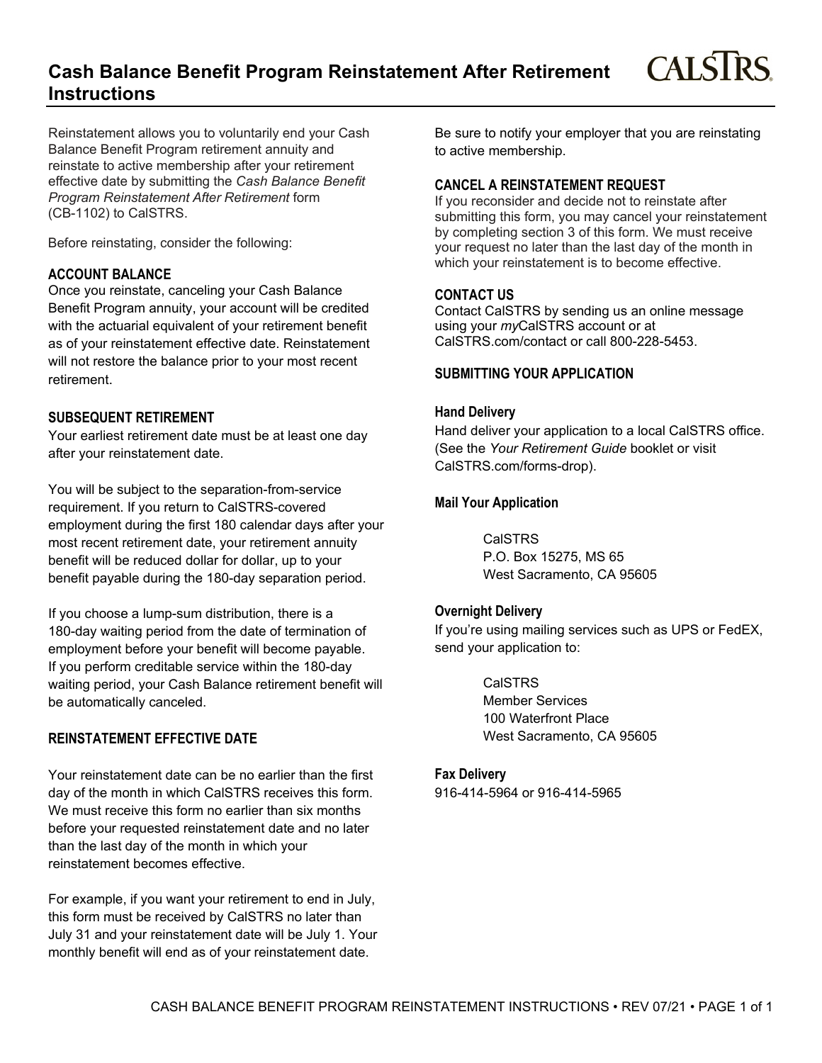# Cash Balance Benefit Program Reinstatement After Retirement Instructions

Reinstatement allows you to voluntarily end your Cash Balance Benefit Program retirement annuity and reinstate to active membership after your retirement effective date by submitting the *Cash Balance Benefit Program Reinstatement After Retirement* form (CB-1102) to CalSTRS.

Before reinstating, consider the following:

## ACCOUNT BALANCE

Once you reinstate, canceling your Cash Balance Benefit Program annuity, your account will be credited with the actuarial equivalent of your retirement benefit as of your reinstatement effective date. Reinstatement will not restore the balance prior to your most recent retirement.

## SUBSEQUENT RETIREMENT

Your earliest retirement date must be at least one day after your reinstatement date.

You will be subject to the separation-from-service requirement. If you return to CalSTRS-covered employment during the first 180 calendar days after your most recent retirement date, your retirement annuity benefit will be reduced dollar for dollar, up to your benefit payable during the 180-day separation period.

If you choose a lump-sum distribution, there is a 180-day waiting period from the date of termination of employment before your benefit will become payable. If you perform creditable service within the 180-day waiting period, your Cash Balance retirement benefit will be automatically canceled.

## REINSTATEMENT EFFECTIVE DATE

Your reinstatement date can be no earlier than the first day of the month in which CalSTRS receives this form. We must receive this form no earlier than six months before your requested reinstatement date and no later than the last day of the month in which your reinstatement becomes effective.

For example, if you want your retirement to end in July, this form must be received by CalSTRS no later than July 31 and your reinstatement date will be July 1. Your monthly benefit will end as of your reinstatement date.

Be sure to notify your employer that you are reinstating to active membership.

## CANCEL A REINSTATEMENT REQUEST

If you reconsider and decide not to reinstate after submitting this form, you may cancel your reinstatement by completing section 3 of this form. We must receive your request no later than the last day of the month in which your reinstatement is to become effective.

## CONTACT US

Contact CalSTRS by sending us an online message using your *my*CalSTRS account or at CalSTRS.com/contact or call 800-228-5453.

## SUBMITTING YOUR APPLICATION

### Hand Delivery

Hand deliver your application to a local CalSTRS office. (See the *Your Retirement Guide* booklet or visit CalSTRS.com/forms-drop).

### Mail Your Application

CalSTRS  
P.O. Box 15275, MS 65  
West Sacramento, CA 95605

### Overnight Delivery

If you're using mailing services such as UPS or FedEX, send your application to:

CalSTRS  
Member Services  
100 Waterfront Place  
West Sacramento, CA 95605

### Fax Delivery

916-414-5964 or 916-414-5965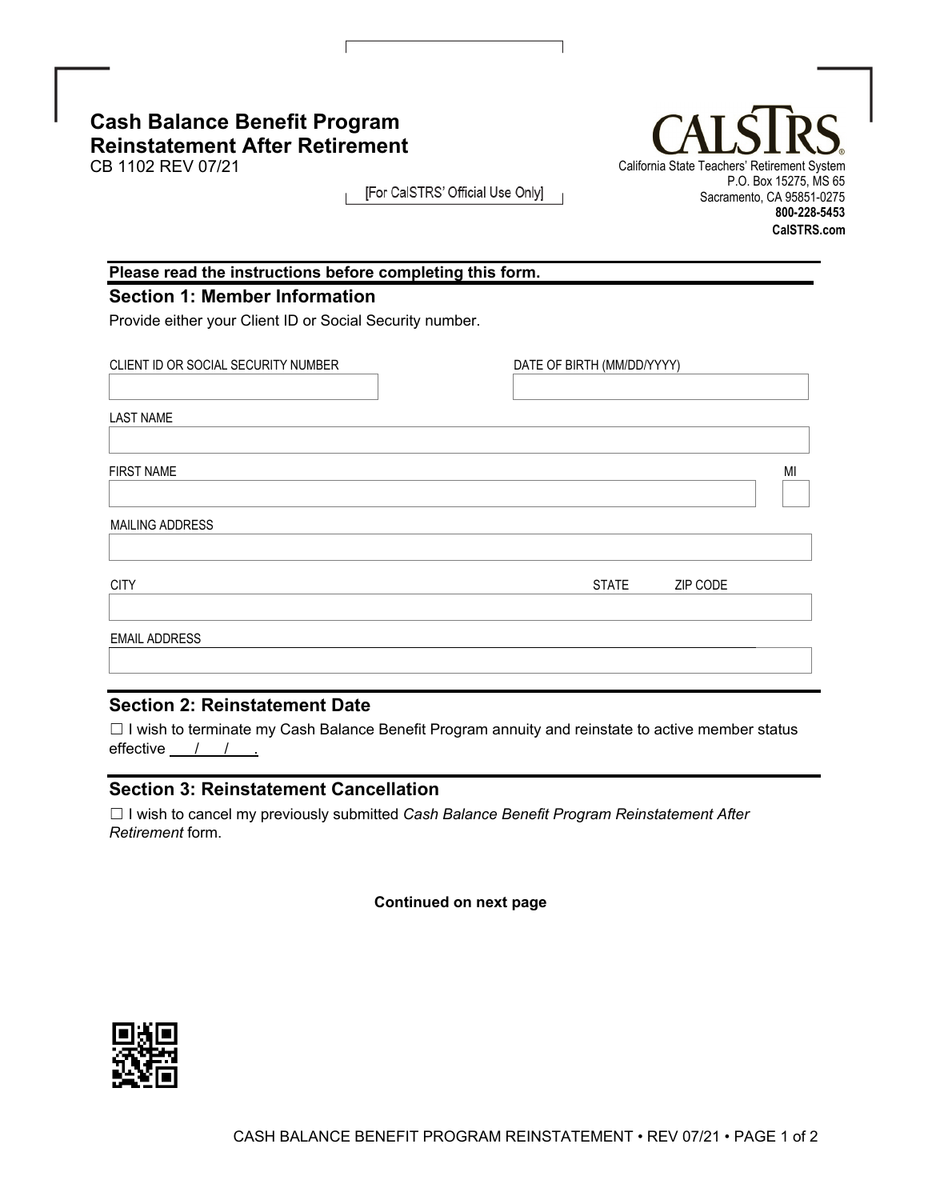# Cash Balance Benefit Program Reinstatement After Retirement

CB 1102 REV 07/21

[For CalSTRS' Official Use Only]

CALSTRS
California State Teachers' Retirement System
P.O. Box 15275, MS 65
Sacramento, CA 95851-0275
**800-228-5453**
**CalSTRS.com**

**Please read the instructions before completing this form.**

## Section 1: Member Information

Provide either your Client ID or Social Security number.

CLIENT ID OR SOCIAL SECURITY NUMBER

DATE OF BIRTH (MM/DD/YYYY)

LAST NAME

FIRST NAME

MI

MAILING ADDRESS

CITY

STATE

ZIP CODE

EMAIL ADDRESS

## Section 2: Reinstatement Date

☐ I wish to terminate my Cash Balance Benefit Program annuity and reinstate to active member status effective ___/___/___.

## Section 3: Reinstatement Cancellation

☐ I wish to cancel my previously submitted *Cash Balance Benefit Program Reinstatement After Retirement* form.

**Continued on next page**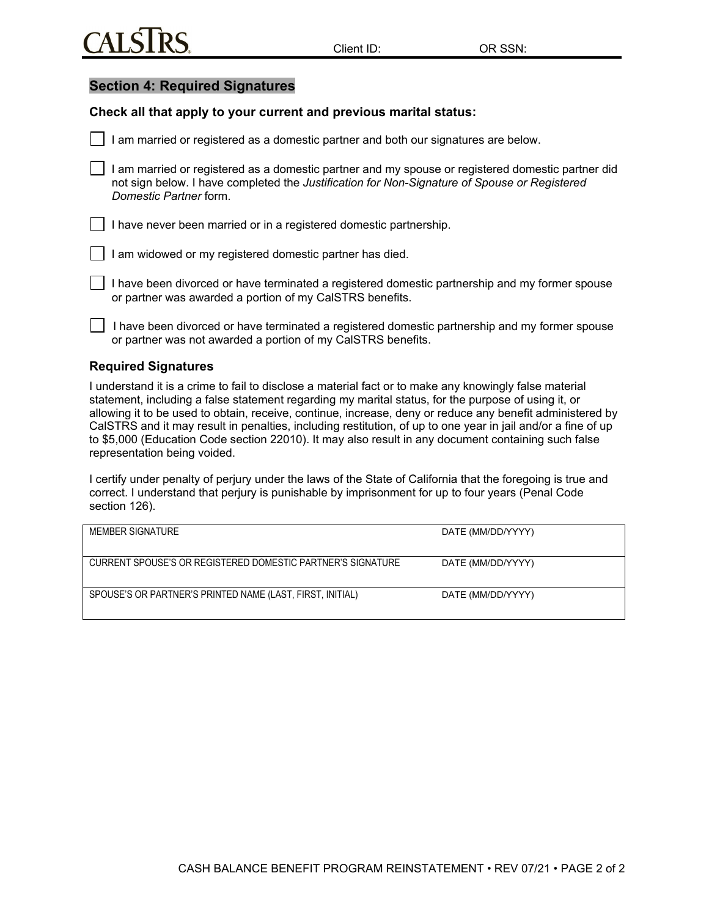Client ID: OR SSN:

## Section 4: Required Signatures

### Check all that apply to your current and previous marital status:

- ☐ I am married or registered as a domestic partner and both our signatures are below.
- ☐ I am married or registered as a domestic partner and my spouse or registered domestic partner did not sign below. I have completed the *Justification for Non-Signature of Spouse or Registered Domestic Partner* form.
- ☐ I have never been married or in a registered domestic partnership.
- ☐ I am widowed or my registered domestic partner has died.
- ☐ I have been divorced or have terminated a registered domestic partnership and my former spouse or partner was awarded a portion of my CalSTRS benefits.
- ☐ I have been divorced or have terminated a registered domestic partnership and my former spouse or partner was not awarded a portion of my CalSTRS benefits.

### Required Signatures

I understand it is a crime to fail to disclose a material fact or to make any knowingly false material statement, including a false statement regarding my marital status, for the purpose of using it, or allowing it to be used to obtain, receive, continue, increase, deny or reduce any benefit administered by CalSTRS and it may result in penalties, including restitution, of up to one year in jail and/or a fine of up to $5,000 (Education Code section 22010). It may also result in any document containing such false representation being voided.

I certify under penalty of perjury under the laws of the State of California that the foregoing is true and correct. I understand that perjury is punishable by imprisonment for up to four years (Penal Code section 126).

| | |
|---|---|
| MEMBER SIGNATURE | DATE (MM/DD/YYYY) |
| CURRENT SPOUSE'S OR REGISTERED DOMESTIC PARTNER'S SIGNATURE | DATE (MM/DD/YYYY) |
| SPOUSE'S OR PARTNER'S PRINTED NAME (LAST, FIRST, INITIAL) | DATE (MM/DD/YYYY) |

CASH BALANCE BENEFIT PROGRAM REINSTATEMENT • REV 07/21